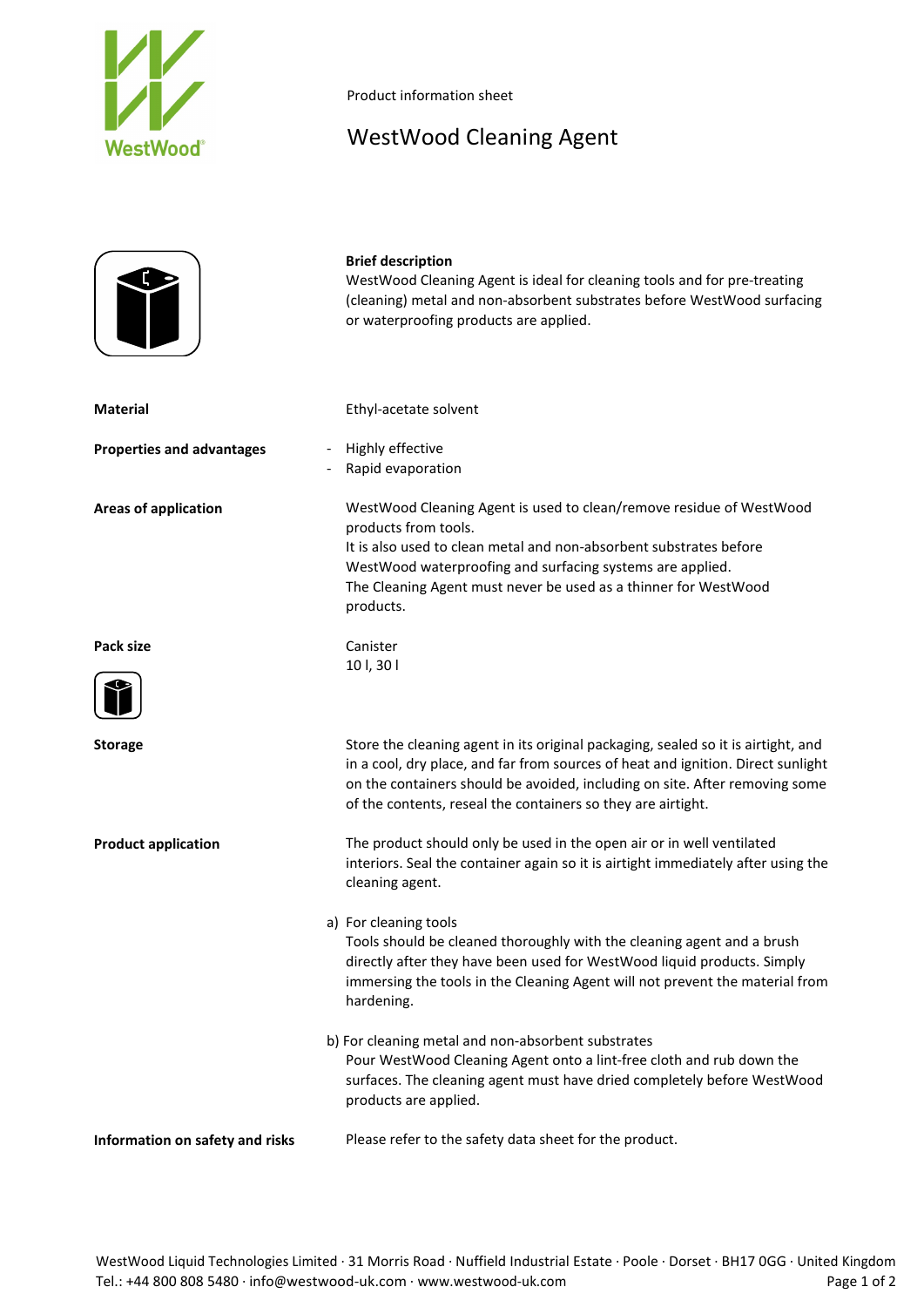Product information sheet

# WestWood Cleaning Agent

**Brief description**

WestWood Cleaning Agent is ideal for cleaning tools and for pre-treating (cleaning) metal and non-absorbent substrates before WestWood surfacing or waterproofing products are applied.

**Material**

Ethyl-acetate solvent

**Properties and advantages**

- Highly effective
- Rapid evaporation

**Areas of application**

WestWood Cleaning Agent is used to clean/remove residue of WestWood products from tools.
It is also used to clean metal and non-absorbent substrates before WestWood waterproofing and surfacing systems are applied.
The Cleaning Agent must never be used as a thinner for WestWood products.

**Pack size**

Canister
10 l, 30 l

**Storage**

Store the cleaning agent in its original packaging, sealed so it is airtight, and in a cool, dry place, and far from sources of heat and ignition. Direct sunlight on the containers should be avoided, including on site. After removing some of the contents, reseal the containers so they are airtight.

**Product application**

The product should only be used in the open air or in well ventilated interiors. Seal the container again so it is airtight immediately after using the cleaning agent.

a) For cleaning tools
Tools should be cleaned thoroughly with the cleaning agent and a brush directly after they have been used for WestWood liquid products. Simply immersing the tools in the Cleaning Agent will not prevent the material from hardening.

b) For cleaning metal and non-absorbent substrates
Pour WestWood Cleaning Agent onto a lint-free cloth and rub down the surfaces. The cleaning agent must have dried completely before WestWood products are applied.

**Information on safety and risks**

Please refer to the safety data sheet for the product.

WestWood Liquid Technologies Limited · 31 Morris Road · Nuffield Industrial Estate · Poole · Dorset · BH17 0GG · United Kingdom
Tel.: +44 800 808 5480 · info@westwood-uk.com · www.westwood-uk.com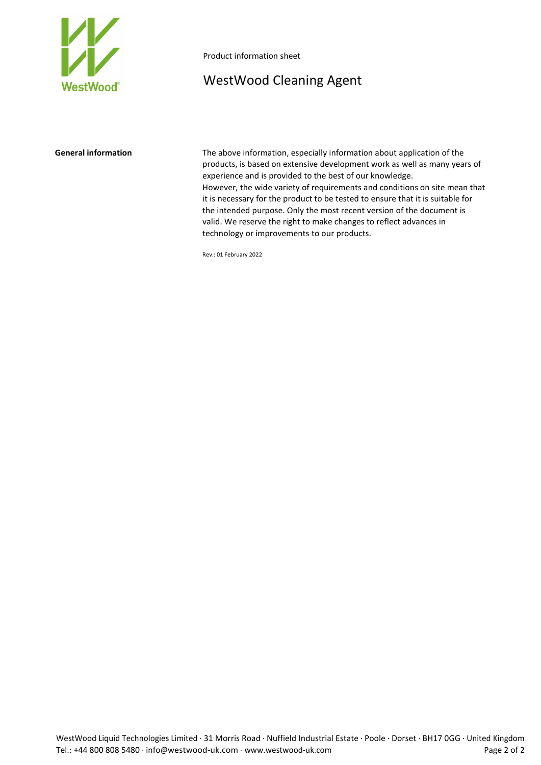Product information sheet

# WestWood Cleaning Agent

**General information**

The above information, especially information about application of the products, is based on extensive development work as well as many years of experience and is provided to the best of our knowledge.
However, the wide variety of requirements and conditions on site mean that it is necessary for the product to be tested to ensure that it is suitable for the intended purpose. Only the most recent version of the document is valid. We reserve the right to make changes to reflect advances in technology or improvements to our products.

Rev.: 01 February 2022

WestWood Liquid Technologies Limited · 31 Morris Road · Nuffield Industrial Estate · Poole · Dorset · BH17 0GG · United Kingdom
Tel.: +44 800 808 5480 · info@westwood-uk.com · www.westwood-uk.com